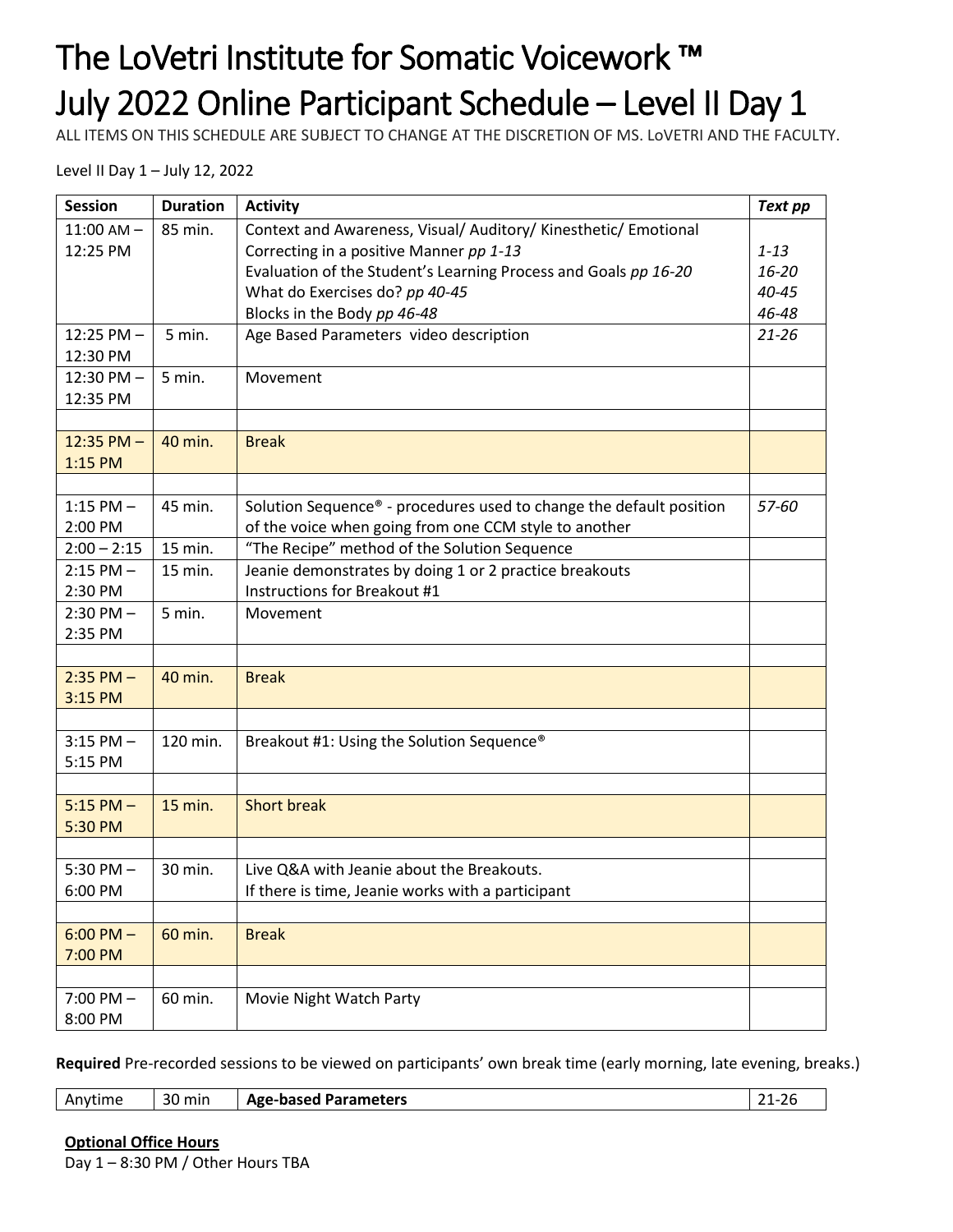# The LoVetri Institute for Somatic Voicework ™
# July 2022 Online Participant Schedule – Level II Day 1

ALL ITEMS ON THIS SCHEDULE ARE SUBJECT TO CHANGE AT THE DISCRETION OF MS. LoVETRI AND THE FACULTY.

Level II Day 1 – July 12, 2022

| **Session** | **Duration** | **Activity** | ***Text pp*** |
|---|---|---|---|
| 11:00 AM – 12:25 PM | 85 min. | Context and Awareness, Visual/ Auditory/ Kinesthetic/ Emotional<br>Correcting in a positive Manner *pp 1-13*<br>Evaluation of the Student's Learning Process and Goals *pp 16-20*<br>What do Exercises do? *pp 40-45*<br>Blocks in the Body *pp 46-48* | <br>*1-13*<br>*16-20*<br>*40-45*<br>*46-48* |
| 12:25 PM – 12:30 PM | 5 min. | Age Based Parameters video description | *21-26* |
| 12:30 PM – 12:35 PM | 5 min. | Movement | |
| | | | |
| 12:35 PM – 1:15 PM | 40 min. | Break | |
| | | | |
| 1:15 PM – 2:00 PM | 45 min. | Solution Sequence® - procedures used to change the default position of the voice when going from one CCM style to another | *57-60* |
| 2:00 – 2:15 | 15 min. | "The Recipe" method of the Solution Sequence | |
| 2:15 PM – 2:30 PM | 15 min. | Jeanie demonstrates by doing 1 or 2 practice breakouts<br>Instructions for Breakout #1 | |
| 2:30 PM – 2:35 PM | 5 min. | Movement | |
| | | | |
| 2:35 PM – 3:15 PM | 40 min. | Break | |
| | | | |
| 3:15 PM – 5:15 PM | 120 min. | Breakout #1: Using the Solution Sequence® | |
| | | | |
| 5:15 PM – 5:30 PM | 15 min. | Short break | |
| | | | |
| 5:30 PM – 6:00 PM | 30 min. | Live Q&A with Jeanie about the Breakouts.<br>If there is time, Jeanie works with a participant | |
| | | | |
| 6:00 PM – 7:00 PM | 60 min. | Break | |
| | | | |
| 7:00 PM – 8:00 PM | 60 min. | Movie Night Watch Party | |

**Required** Pre-recorded sessions to be viewed on participants' own break time (early morning, late evening, breaks.)

| Anytime | 30 min | **Age-based Parameters** | 21-26 |
|---|---|---|---|

**Optional Office Hours**

Day 1 – 8:30 PM / Other Hours TBA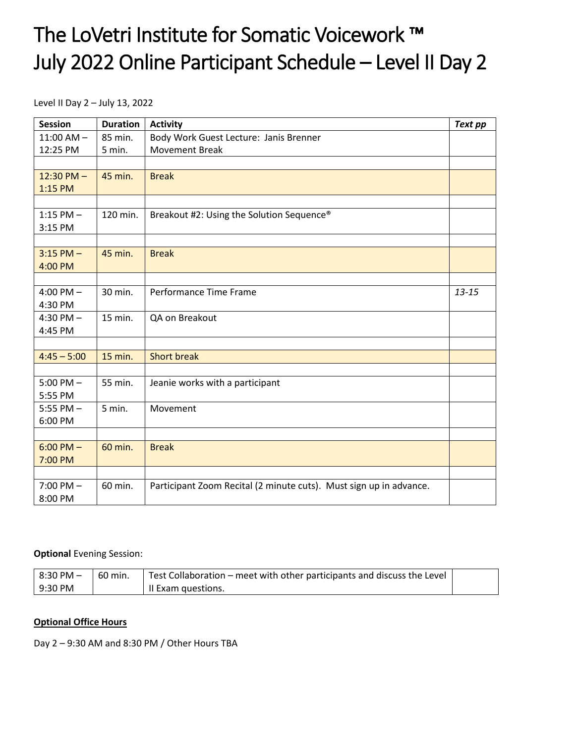# The LoVetri Institute for Somatic Voicework ™
# July 2022 Online Participant Schedule – Level II Day 2

Level II Day 2 – July 13, 2022

| Session | Duration | Activity | *Text pp* |
|---|---|---|---|
| 11:00 AM – 12:25 PM | 85 min.<br>5 min. | Body Work Guest Lecture: Janis Brenner<br>Movement Break | |
| | | | |
| 12:30 PM – 1:15 PM | 45 min. | Break | |
| | | | |
| 1:15 PM – 3:15 PM | 120 min. | Breakout #2: Using the Solution Sequence® | |
| | | | |
| 3:15 PM – 4:00 PM | 45 min. | Break | |
| | | | |
| 4:00 PM – 4:30 PM | 30 min. | Performance Time Frame | *13-15* |
| 4:30 PM – 4:45 PM | 15 min. | QA on Breakout | |
| | | | |
| 4:45 – 5:00 | 15 min. | Short break | |
| | | | |
| 5:00 PM – 5:55 PM | 55 min. | Jeanie works with a participant | |
| 5:55 PM – 6:00 PM | 5 min. | Movement | |
| | | | |
| 6:00 PM – 7:00 PM | 60 min. | Break | |
| | | | |
| 7:00 PM – 8:00 PM | 60 min. | Participant Zoom Recital (2 minute cuts). Must sign up in advance. | |

**Optional** Evening Session:

| | | | |
|---|---|---|---|
| 8:30 PM – 9:30 PM | 60 min. | Test Collaboration – meet with other participants and discuss the Level II Exam questions. | |

**Optional Office Hours**

Day 2 – 9:30 AM and 8:30 PM / Other Hours TBA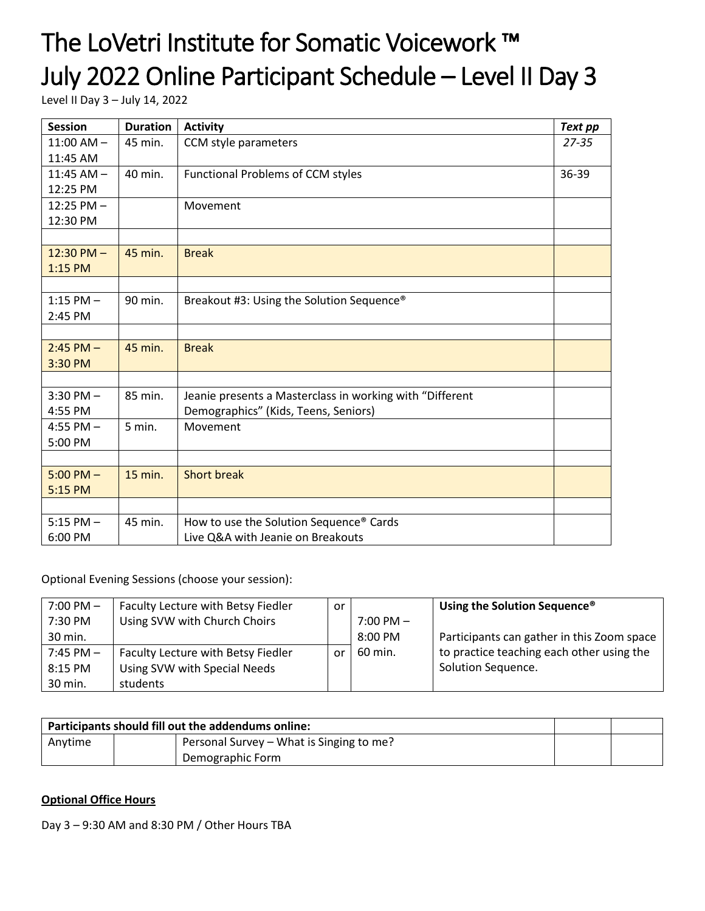# The LoVetri Institute for Somatic Voicework ™
# July 2022 Online Participant Schedule – Level II Day 3

Level II Day 3 – July 14, 2022

| Session | Duration | Activity | *Text pp* |
|---|---|---|---|
| 11:00 AM – 11:45 AM | 45 min. | CCM style parameters | *27-35* |
| 11:45 AM – 12:25 PM | 40 min. | Functional Problems of CCM styles | 36-39 |
| 12:25 PM – 12:30 PM | | Movement | |
| | | | |
| 12:30 PM – 1:15 PM | 45 min. | Break | |
| | | | |
| 1:15 PM – 2:45 PM | 90 min. | Breakout #3: Using the Solution Sequence® | |
| | | | |
| 2:45 PM – 3:30 PM | 45 min. | Break | |
| | | | |
| 3:30 PM – 4:55 PM | 85 min. | Jeanie presents a Masterclass in working with "Different Demographics" (Kids, Teens, Seniors) | |
| 4:55 PM – 5:00 PM | 5 min. | Movement | |
| | | | |
| 5:00 PM – 5:15 PM | 15 min. | Short break | |
| | | | |
| 5:15 PM – 6:00 PM | 45 min. | How to use the Solution Sequence® Cards<br>Live Q&A with Jeanie on Breakouts | |

Optional Evening Sessions (choose your session):

| | | | | |
|---|---|---|---|---|
| 7:00 PM – 7:30 PM 30 min. | Faculty Lecture with Betsy Fiedler Using SVW with Church Choirs | or | 7:00 PM – 8:00 PM 60 min. | **Using the Solution Sequence®** Participants can gather in this Zoom space to practice teaching each other using the Solution Sequence. |
| 7:45 PM – 8:15 PM 30 min. | Faculty Lecture with Betsy Fiedler Using SVW with Special Needs students | or | | |

| Participants should fill out the addendums online: | | | | |
|---|---|---|---|---|
| Anytime | | Personal Survey – What is Singing to me?<br>Demographic Form | | |

**<u>Optional Office Hours</u>**

Day 3 – 9:30 AM and 8:30 PM / Other Hours TBA